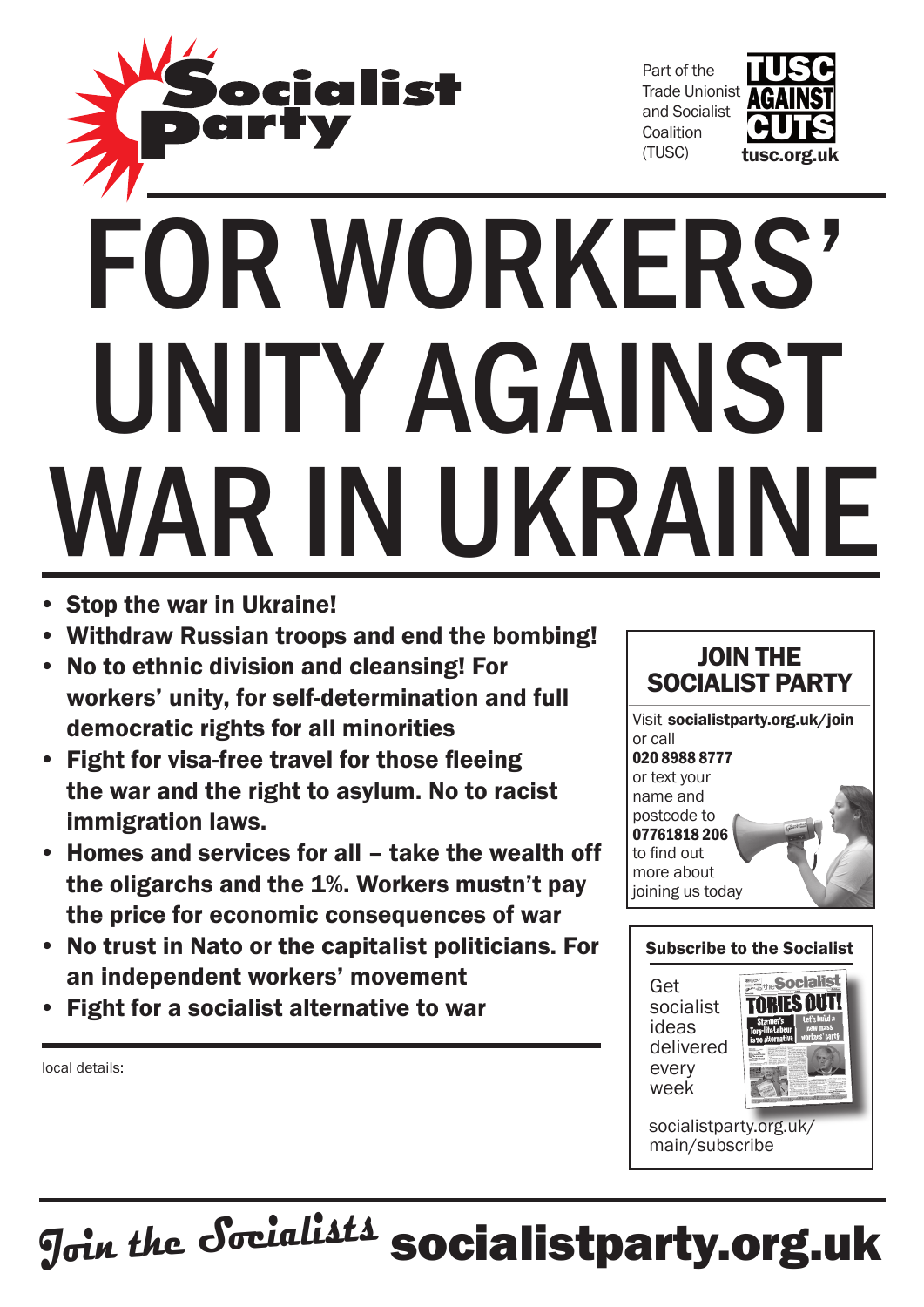Socialist Party

Part of the Trade Unionist and Socialist Coalition (TUSC)

TUSC AGAINST CUTS
tusc.org.uk

# FOR WORKERS' UNITY AGAINST WAR IN UKRAINE

- **Stop the war in Ukraine!**
- **Withdraw Russian troops and end the bombing!**
- **No to ethnic division and cleansing! For workers' unity, for self-determination and full democratic rights for all minorities**
- **Fight for visa-free travel for those fleeing the war and the right to asylum. No to racist immigration laws.**
- **Homes and services for all – take the wealth off the oligarchs and the 1%. Workers mustn't pay the price for economic consequences of war**
- **No trust in Nato or the capitalist politicians. For an independent workers' movement**
- **Fight for a socialist alternative to war**

local details:

## JOIN THE SOCIALIST PARTY

Visit **socialistparty.org.uk/join** or call **020 8988 8777** or text your name and postcode to **07761818 206** to find out more about joining us today

### Subscribe to the Socialist

Get socialist ideas delivered every week

socialistparty.org.uk/main/subscribe

*Join the Socialists* **socialistparty.org.uk**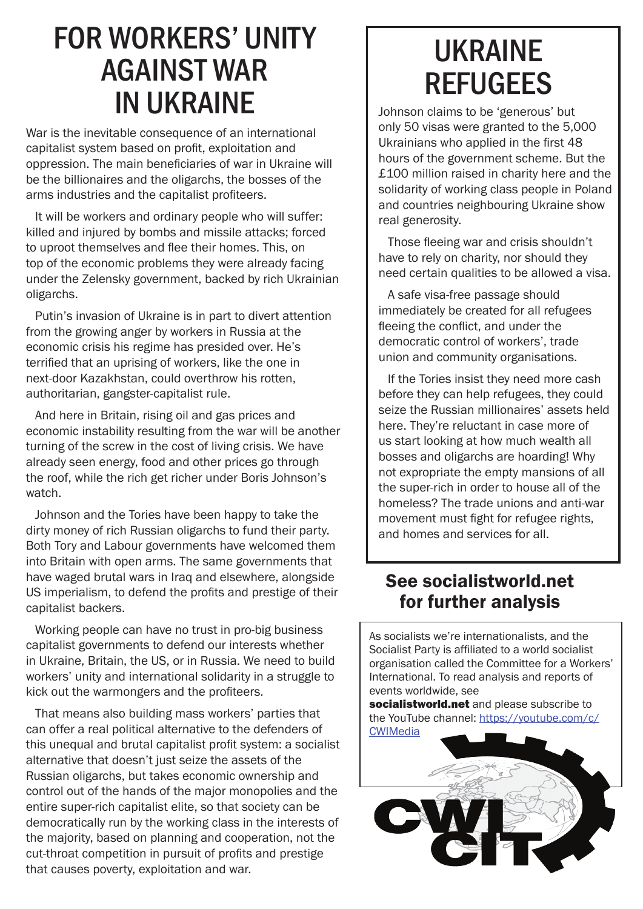# FOR WORKERS' UNITY AGAINST WAR IN UKRAINE

War is the inevitable consequence of an international capitalist system based on profit, exploitation and oppression. The main beneficiaries of war in Ukraine will be the billionaires and the oligarchs, the bosses of the arms industries and the capitalist profiteers.

It will be workers and ordinary people who will suffer: killed and injured by bombs and missile attacks; forced to uproot themselves and flee their homes. This, on top of the economic problems they were already facing under the Zelensky government, backed by rich Ukrainian oligarchs.

Putin's invasion of Ukraine is in part to divert attention from the growing anger by workers in Russia at the economic crisis his regime has presided over. He's terrified that an uprising of workers, like the one in next-door Kazakhstan, could overthrow his rotten, authoritarian, gangster-capitalist rule.

And here in Britain, rising oil and gas prices and economic instability resulting from the war will be another turning of the screw in the cost of living crisis. We have already seen energy, food and other prices go through the roof, while the rich get richer under Boris Johnson's watch.

Johnson and the Tories have been happy to take the dirty money of rich Russian oligarchs to fund their party. Both Tory and Labour governments have welcomed them into Britain with open arms. The same governments that have waged brutal wars in Iraq and elsewhere, alongside US imperialism, to defend the profits and prestige of their capitalist backers.

Working people can have no trust in pro-big business capitalist governments to defend our interests whether in Ukraine, Britain, the US, or in Russia. We need to build workers' unity and international solidarity in a struggle to kick out the warmongers and the profiteers.

That means also building mass workers' parties that can offer a real political alternative to the defenders of this unequal and brutal capitalist profit system: a socialist alternative that doesn't just seize the assets of the Russian oligarchs, but takes economic ownership and control out of the hands of the major monopolies and the entire super-rich capitalist elite, so that society can be democratically run by the working class in the interests of the majority, based on planning and cooperation, not the cut-throat competition in pursuit of profits and prestige that causes poverty, exploitation and war.

# UKRAINE REFUGEES

Johnson claims to be 'generous' but only 50 visas were granted to the 5,000 Ukrainians who applied in the first 48 hours of the government scheme. But the £100 million raised in charity here and the solidarity of working class people in Poland and countries neighbouring Ukraine show real generosity.

Those fleeing war and crisis shouldn't have to rely on charity, nor should they need certain qualities to be allowed a visa.

A safe visa-free passage should immediately be created for all refugees fleeing the conflict, and under the democratic control of workers', trade union and community organisations.

If the Tories insist they need more cash before they can help refugees, they could seize the Russian millionaires' assets held here. They're reluctant in case more of us start looking at how much wealth all bosses and oligarchs are hoarding! Why not expropriate the empty mansions of all the super-rich in order to house all of the homeless? The trade unions and anti-war movement must fight for refugee rights, and homes and services for all.

## See socialistworld.net for further analysis

As socialists we're internationalists, and the Socialist Party is affiliated to a world socialist organisation called the Committee for a Workers' International. To read analysis and reports of events worldwide, see **socialistworld.net** and please subscribe to the YouTube channel: https://youtube.com/c/CWIMedia

CWI CIT